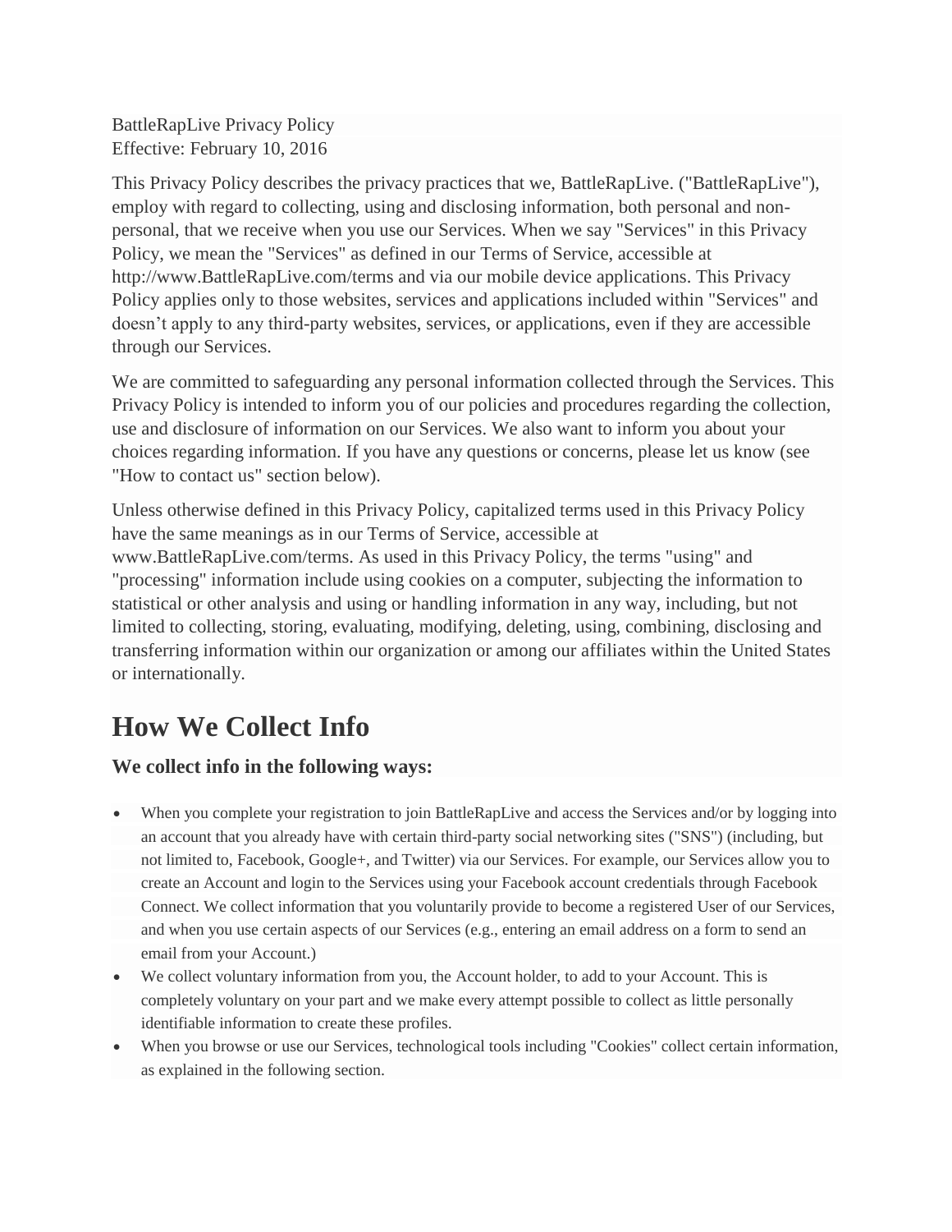BattleRapLive Privacy Policy
Effective: February 10, 2016

This Privacy Policy describes the privacy practices that we, BattleRapLive. ("BattleRapLive"), employ with regard to collecting, using and disclosing information, both personal and non-personal, that we receive when you use our Services. When we say "Services" in this Privacy Policy, we mean the "Services" as defined in our Terms of Service, accessible at http://www.BattleRapLive.com/terms and via our mobile device applications. This Privacy Policy applies only to those websites, services and applications included within "Services" and doesn't apply to any third-party websites, services, or applications, even if they are accessible through our Services.

We are committed to safeguarding any personal information collected through the Services. This Privacy Policy is intended to inform you of our policies and procedures regarding the collection, use and disclosure of information on our Services. We also want to inform you about your choices regarding information. If you have any questions or concerns, please let us know (see "How to contact us" section below).

Unless otherwise defined in this Privacy Policy, capitalized terms used in this Privacy Policy have the same meanings as in our Terms of Service, accessible at www.BattleRapLive.com/terms. As used in this Privacy Policy, the terms "using" and "processing" information include using cookies on a computer, subjecting the information to statistical or other analysis and using or handling information in any way, including, but not limited to collecting, storing, evaluating, modifying, deleting, using, combining, disclosing and transferring information within our organization or among our affiliates within the United States or internationally.

# How We Collect Info

### We collect info in the following ways:

- When you complete your registration to join BattleRapLive and access the Services and/or by logging into an account that you already have with certain third-party social networking sites ("SNS") (including, but not limited to, Facebook, Google+, and Twitter) via our Services. For example, our Services allow you to create an Account and login to the Services using your Facebook account credentials through Facebook Connect. We collect information that you voluntarily provide to become a registered User of our Services, and when you use certain aspects of our Services (e.g., entering an email address on a form to send an email from your Account.)
- We collect voluntary information from you, the Account holder, to add to your Account. This is completely voluntary on your part and we make every attempt possible to collect as little personally identifiable information to create these profiles.
- When you browse or use our Services, technological tools including "Cookies" collect certain information, as explained in the following section.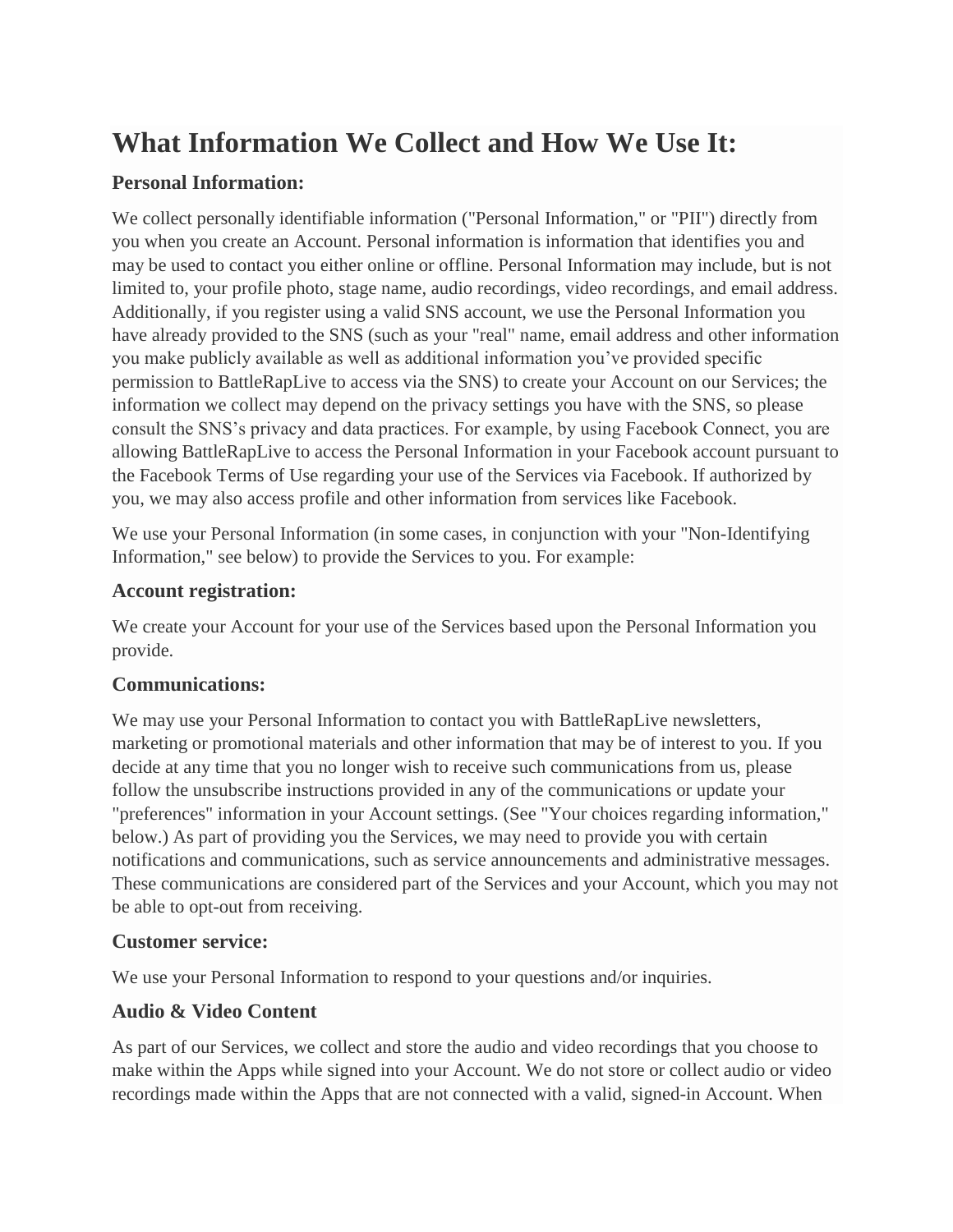# What Information We Collect and How We Use It:

### Personal Information:

We collect personally identifiable information ("Personal Information," or "PII") directly from you when you create an Account. Personal information is information that identifies you and may be used to contact you either online or offline. Personal Information may include, but is not limited to, your profile photo, stage name, audio recordings, video recordings, and email address. Additionally, if you register using a valid SNS account, we use the Personal Information you have already provided to the SNS (such as your "real" name, email address and other information you make publicly available as well as additional information you've provided specific permission to BattleRapLive to access via the SNS) to create your Account on our Services; the information we collect may depend on the privacy settings you have with the SNS, so please consult the SNS's privacy and data practices. For example, by using Facebook Connect, you are allowing BattleRapLive to access the Personal Information in your Facebook account pursuant to the Facebook Terms of Use regarding your use of the Services via Facebook. If authorized by you, we may also access profile and other information from services like Facebook.

We use your Personal Information (in some cases, in conjunction with your "Non-Identifying Information," see below) to provide the Services to you. For example:

### Account registration:

We create your Account for your use of the Services based upon the Personal Information you provide.

### Communications:

We may use your Personal Information to contact you with BattleRapLive newsletters, marketing or promotional materials and other information that may be of interest to you. If you decide at any time that you no longer wish to receive such communications from us, please follow the unsubscribe instructions provided in any of the communications or update your "preferences" information in your Account settings. (See "Your choices regarding information," below.) As part of providing you the Services, we may need to provide you with certain notifications and communications, such as service announcements and administrative messages. These communications are considered part of the Services and your Account, which you may not be able to opt-out from receiving.

### Customer service:

We use your Personal Information to respond to your questions and/or inquiries.

### Audio & Video Content

As part of our Services, we collect and store the audio and video recordings that you choose to make within the Apps while signed into your Account. We do not store or collect audio or video recordings made within the Apps that are not connected with a valid, signed-in Account. When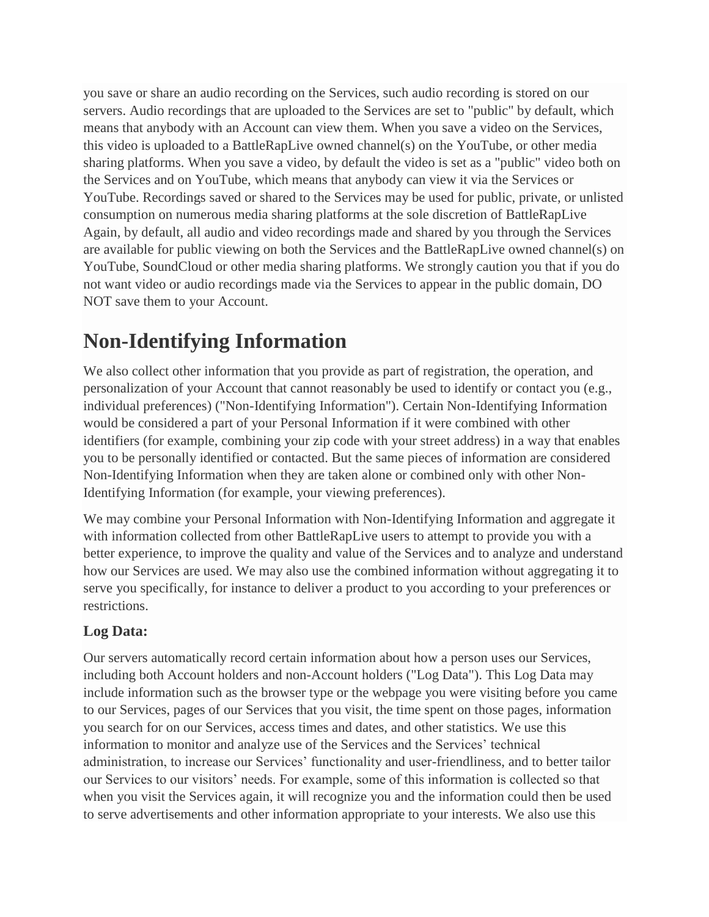you save or share an audio recording on the Services, such audio recording is stored on our servers. Audio recordings that are uploaded to the Services are set to "public" by default, which means that anybody with an Account can view them. When you save a video on the Services, this video is uploaded to a BattleRapLive owned channel(s) on the YouTube, or other media sharing platforms. When you save a video, by default the video is set as a "public" video both on the Services and on YouTube, which means that anybody can view it via the Services or YouTube. Recordings saved or shared to the Services may be used for public, private, or unlisted consumption on numerous media sharing platforms at the sole discretion of BattleRapLive Again, by default, all audio and video recordings made and shared by you through the Services are available for public viewing on both the Services and the BattleRapLive owned channel(s) on YouTube, SoundCloud or other media sharing platforms. We strongly caution you that if you do not want video or audio recordings made via the Services to appear in the public domain, DO NOT save them to your Account.

# Non-Identifying Information

We also collect other information that you provide as part of registration, the operation, and personalization of your Account that cannot reasonably be used to identify or contact you (e.g., individual preferences) ("Non-Identifying Information"). Certain Non-Identifying Information would be considered a part of your Personal Information if it were combined with other identifiers (for example, combining your zip code with your street address) in a way that enables you to be personally identified or contacted. But the same pieces of information are considered Non-Identifying Information when they are taken alone or combined only with other Non-Identifying Information (for example, your viewing preferences).

We may combine your Personal Information with Non-Identifying Information and aggregate it with information collected from other BattleRapLive users to attempt to provide you with a better experience, to improve the quality and value of the Services and to analyze and understand how our Services are used. We may also use the combined information without aggregating it to serve you specifically, for instance to deliver a product to you according to your preferences or restrictions.

### Log Data:

Our servers automatically record certain information about how a person uses our Services, including both Account holders and non-Account holders ("Log Data"). This Log Data may include information such as the browser type or the webpage you were visiting before you came to our Services, pages of our Services that you visit, the time spent on those pages, information you search for on our Services, access times and dates, and other statistics. We use this information to monitor and analyze use of the Services and the Services' technical administration, to increase our Services' functionality and user-friendliness, and to better tailor our Services to our visitors' needs. For example, some of this information is collected so that when you visit the Services again, it will recognize you and the information could then be used to serve advertisements and other information appropriate to your interests. We also use this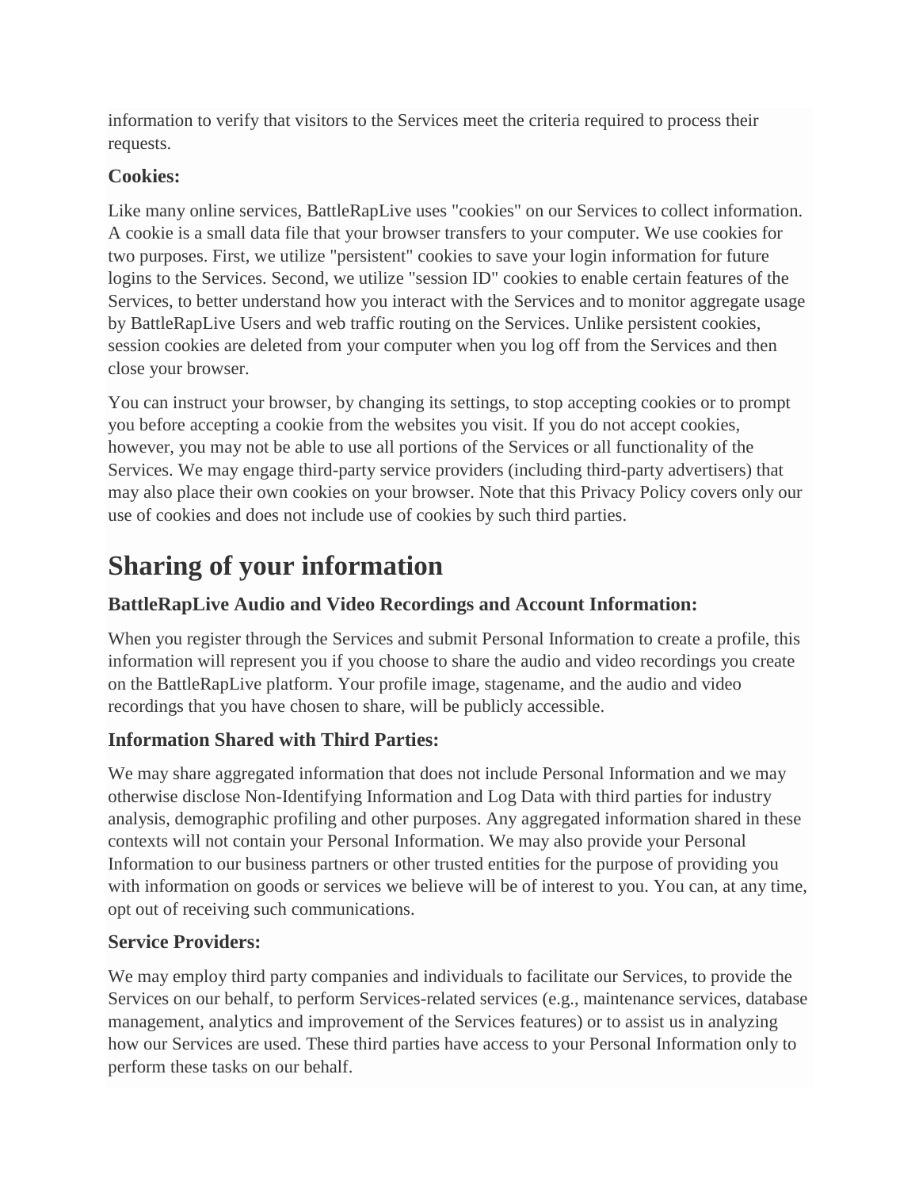information to verify that visitors to the Services meet the criteria required to process their requests.

### Cookies:

Like many online services, BattleRapLive uses "cookies" on our Services to collect information. A cookie is a small data file that your browser transfers to your computer. We use cookies for two purposes. First, we utilize "persistent" cookies to save your login information for future logins to the Services. Second, we utilize "session ID" cookies to enable certain features of the Services, to better understand how you interact with the Services and to monitor aggregate usage by BattleRapLive Users and web traffic routing on the Services. Unlike persistent cookies, session cookies are deleted from your computer when you log off from the Services and then close your browser.

You can instruct your browser, by changing its settings, to stop accepting cookies or to prompt you before accepting a cookie from the websites you visit. If you do not accept cookies, however, you may not be able to use all portions of the Services or all functionality of the Services. We may engage third-party service providers (including third-party advertisers) that may also place their own cookies on your browser. Note that this Privacy Policy covers only our use of cookies and does not include use of cookies by such third parties.

## Sharing of your information

### BattleRapLive Audio and Video Recordings and Account Information:

When you register through the Services and submit Personal Information to create a profile, this information will represent you if you choose to share the audio and video recordings you create on the BattleRapLive platform. Your profile image, stagename, and the audio and video recordings that you have chosen to share, will be publicly accessible.

### Information Shared with Third Parties:

We may share aggregated information that does not include Personal Information and we may otherwise disclose Non-Identifying Information and Log Data with third parties for industry analysis, demographic profiling and other purposes. Any aggregated information shared in these contexts will not contain your Personal Information. We may also provide your Personal Information to our business partners or other trusted entities for the purpose of providing you with information on goods or services we believe will be of interest to you. You can, at any time, opt out of receiving such communications.

### Service Providers:

We may employ third party companies and individuals to facilitate our Services, to provide the Services on our behalf, to perform Services-related services (e.g., maintenance services, database management, analytics and improvement of the Services features) or to assist us in analyzing how our Services are used. These third parties have access to your Personal Information only to perform these tasks on our behalf.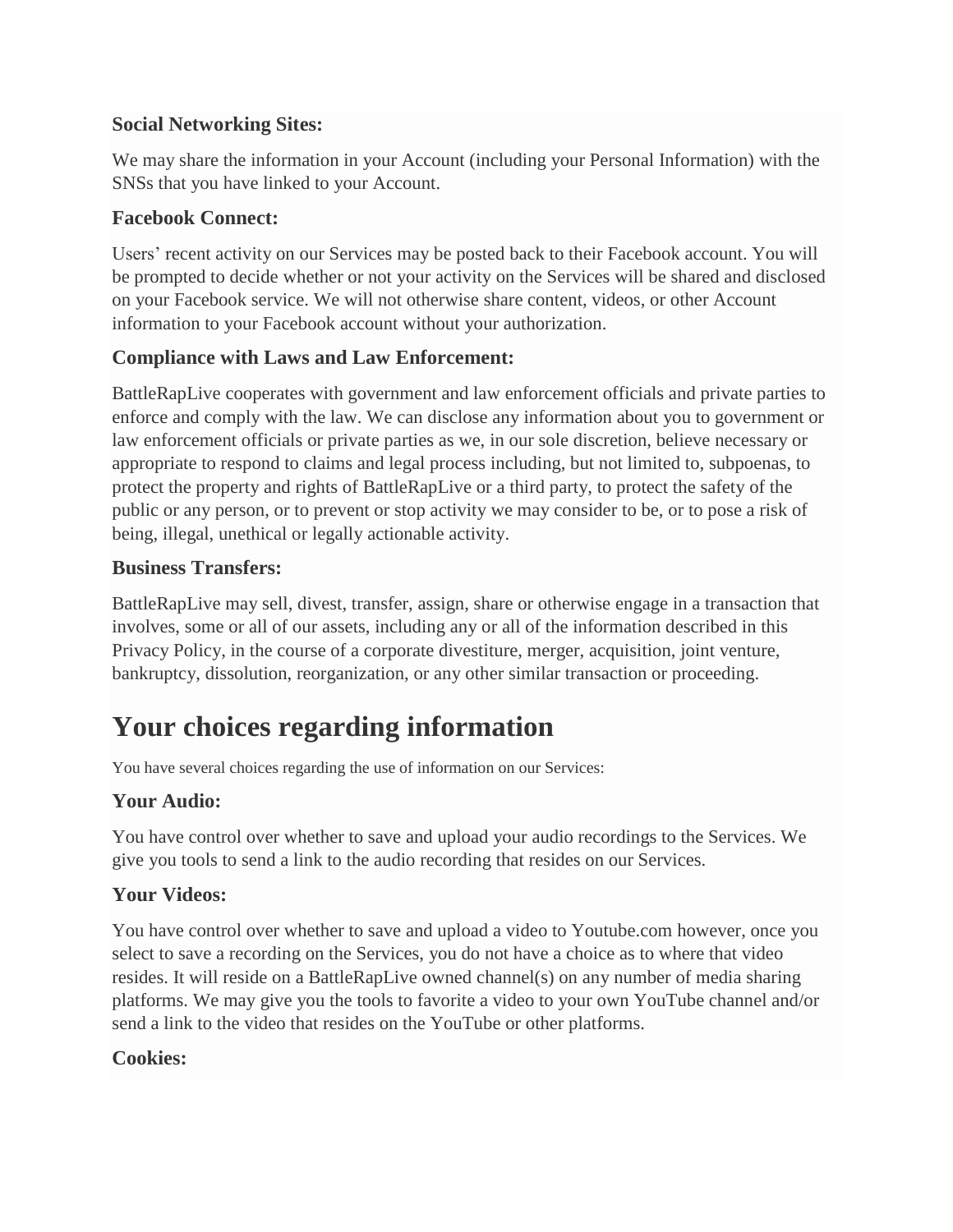**Social Networking Sites:**

We may share the information in your Account (including your Personal Information) with the SNSs that you have linked to your Account.

**Facebook Connect:**

Users' recent activity on our Services may be posted back to their Facebook account. You will be prompted to decide whether or not your activity on the Services will be shared and disclosed on your Facebook service. We will not otherwise share content, videos, or other Account information to your Facebook account without your authorization.

**Compliance with Laws and Law Enforcement:**

BattleRapLive cooperates with government and law enforcement officials and private parties to enforce and comply with the law. We can disclose any information about you to government or law enforcement officials or private parties as we, in our sole discretion, believe necessary or appropriate to respond to claims and legal process including, but not limited to, subpoenas, to protect the property and rights of BattleRapLive or a third party, to protect the safety of the public or any person, or to prevent or stop activity we may consider to be, or to pose a risk of being, illegal, unethical or legally actionable activity.

**Business Transfers:**

BattleRapLive may sell, divest, transfer, assign, share or otherwise engage in a transaction that involves, some or all of our assets, including any or all of the information described in this Privacy Policy, in the course of a corporate divestiture, merger, acquisition, joint venture, bankruptcy, dissolution, reorganization, or any other similar transaction or proceeding.

# Your choices regarding information

You have several choices regarding the use of information on our Services:

**Your Audio:**

You have control over whether to save and upload your audio recordings to the Services. We give you tools to send a link to the audio recording that resides on our Services.

**Your Videos:**

You have control over whether to save and upload a video to Youtube.com however, once you select to save a recording on the Services, you do not have a choice as to where that video resides. It will reside on a BattleRapLive owned channel(s) on any number of media sharing platforms. We may give you the tools to favorite a video to your own YouTube channel and/or send a link to the video that resides on the YouTube or other platforms.

**Cookies:**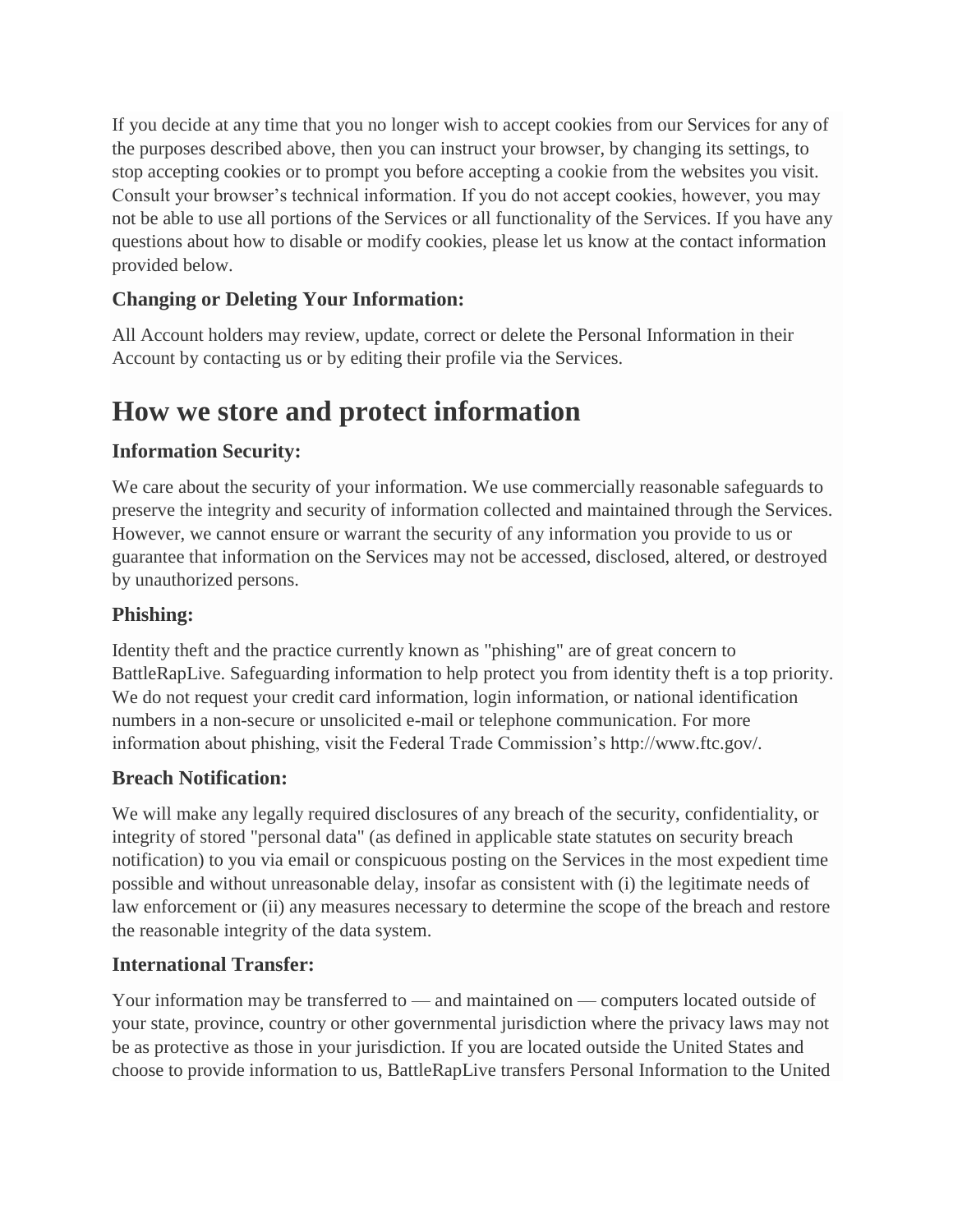If you decide at any time that you no longer wish to accept cookies from our Services for any of the purposes described above, then you can instruct your browser, by changing its settings, to stop accepting cookies or to prompt you before accepting a cookie from the websites you visit. Consult your browser's technical information. If you do not accept cookies, however, you may not be able to use all portions of the Services or all functionality of the Services. If you have any questions about how to disable or modify cookies, please let us know at the contact information provided below.

### Changing or Deleting Your Information:

All Account holders may review, update, correct or delete the Personal Information in their Account by contacting us or by editing their profile via the Services.

# How we store and protect information

### Information Security:

We care about the security of your information. We use commercially reasonable safeguards to preserve the integrity and security of information collected and maintained through the Services. However, we cannot ensure or warrant the security of any information you provide to us or guarantee that information on the Services may not be accessed, disclosed, altered, or destroyed by unauthorized persons.

### Phishing:

Identity theft and the practice currently known as "phishing" are of great concern to BattleRapLive. Safeguarding information to help protect you from identity theft is a top priority. We do not request your credit card information, login information, or national identification numbers in a non-secure or unsolicited e-mail or telephone communication. For more information about phishing, visit the Federal Trade Commission's http://www.ftc.gov/.

### Breach Notification:

We will make any legally required disclosures of any breach of the security, confidentiality, or integrity of stored "personal data" (as defined in applicable state statutes on security breach notification) to you via email or conspicuous posting on the Services in the most expedient time possible and without unreasonable delay, insofar as consistent with (i) the legitimate needs of law enforcement or (ii) any measures necessary to determine the scope of the breach and restore the reasonable integrity of the data system.

### International Transfer:

Your information may be transferred to — and maintained on — computers located outside of your state, province, country or other governmental jurisdiction where the privacy laws may not be as protective as those in your jurisdiction. If you are located outside the United States and choose to provide information to us, BattleRapLive transfers Personal Information to the United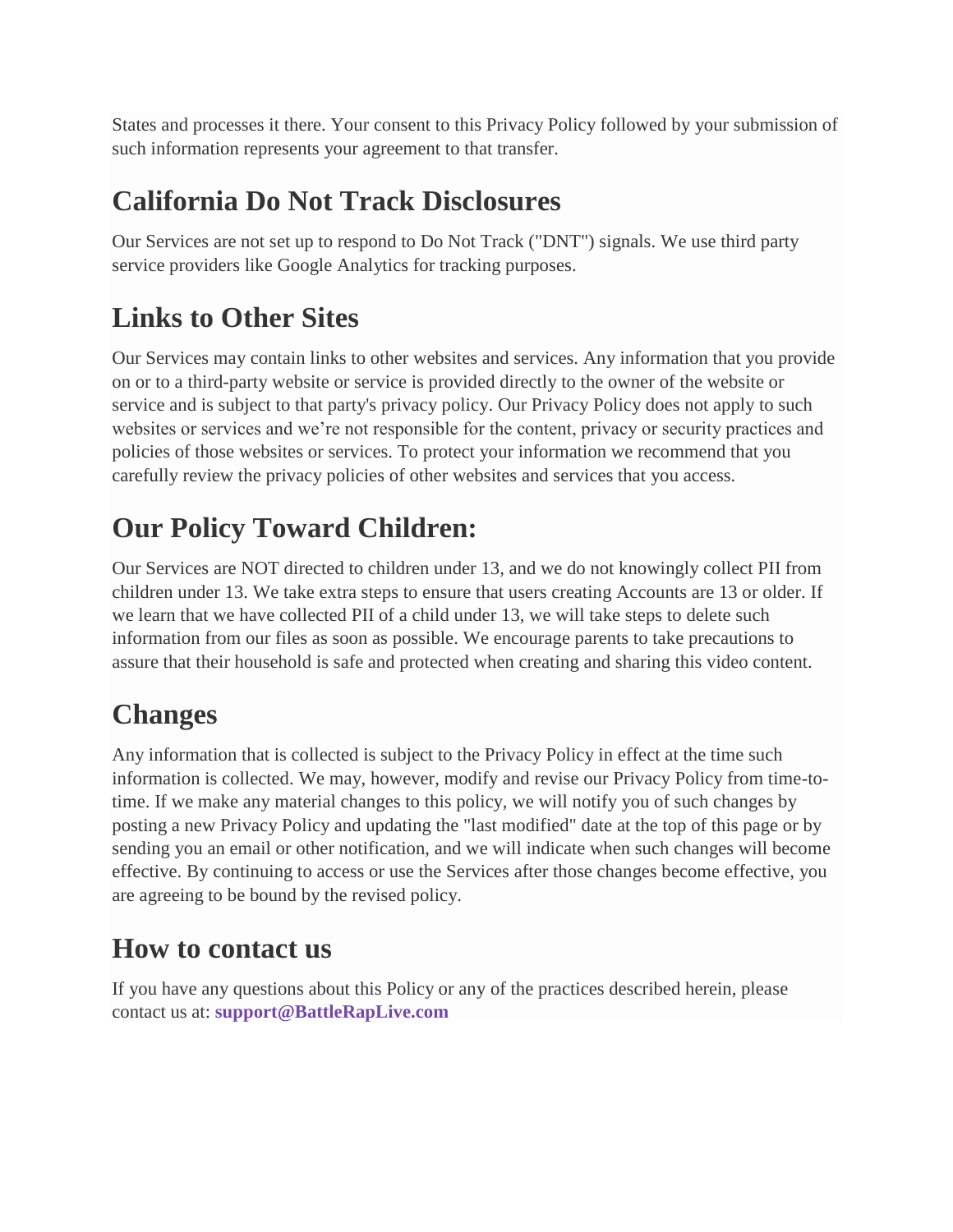States and processes it there. Your consent to this Privacy Policy followed by your submission of such information represents your agreement to that transfer.

## California Do Not Track Disclosures

Our Services are not set up to respond to Do Not Track ("DNT") signals. We use third party service providers like Google Analytics for tracking purposes.

## Links to Other Sites

Our Services may contain links to other websites and services. Any information that you provide on or to a third-party website or service is provided directly to the owner of the website or service and is subject to that party's privacy policy. Our Privacy Policy does not apply to such websites or services and we're not responsible for the content, privacy or security practices and policies of those websites or services. To protect your information we recommend that you carefully review the privacy policies of other websites and services that you access.

## Our Policy Toward Children:

Our Services are NOT directed to children under 13, and we do not knowingly collect PII from children under 13. We take extra steps to ensure that users creating Accounts are 13 or older. If we learn that we have collected PII of a child under 13, we will take steps to delete such information from our files as soon as possible. We encourage parents to take precautions to assure that their household is safe and protected when creating and sharing this video content.

## Changes

Any information that is collected is subject to the Privacy Policy in effect at the time such information is collected. We may, however, modify and revise our Privacy Policy from time-to-time. If we make any material changes to this policy, we will notify you of such changes by posting a new Privacy Policy and updating the "last modified" date at the top of this page or by sending you an email or other notification, and we will indicate when such changes will become effective. By continuing to access or use the Services after those changes become effective, you are agreeing to be bound by the revised policy.

## How to contact us

If you have any questions about this Policy or any of the practices described herein, please contact us at: **support@BattleRapLive.com**